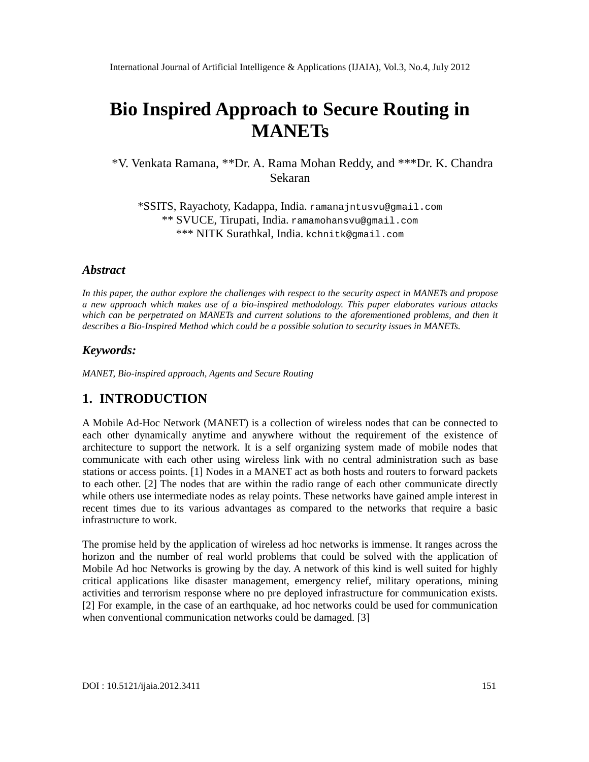# Bio Inspired Approach to Secure Routing in MANETs

*V. Venkata Ramana, **Dr. A. Rama Mohan Reddy, and ***Dr. K. Chandra Sekaran

*SSITS, Rayachoty, Kadappa, India. ramanajntusvu@gmail.com
** SVUCE, Tirupati, India. ramamohansvu@gmail.com
*** NITK Surathkal, India. kchnitk@gmail.com

### *Abstract*

*In this paper, the author explore the challenges with respect to the security aspect in MANETs and propose a new approach which makes use of a bio-inspired methodology. This paper elaborates various attacks which can be perpetrated on MANETs and current solutions to the aforementioned problems, and then it describes a Bio-Inspired Method which could be a possible solution to security issues in MANETs.*

### *Keywords:*

*MANET, Bio-inspired approach, Agents and Secure Routing*

## 1. INTRODUCTION

A Mobile Ad-Hoc Network (MANET) is a collection of wireless nodes that can be connected to each other dynamically anytime and anywhere without the requirement of the existence of architecture to support the network. It is a self organizing system made of mobile nodes that communicate with each other using wireless link with no central administration such as base stations or access points. [1] Nodes in a MANET act as both hosts and routers to forward packets to each other. [2] The nodes that are within the radio range of each other communicate directly while others use intermediate nodes as relay points. These networks have gained ample interest in recent times due to its various advantages as compared to the networks that require a basic infrastructure to work.

The promise held by the application of wireless ad hoc networks is immense. It ranges across the horizon and the number of real world problems that could be solved with the application of Mobile Ad hoc Networks is growing by the day. A network of this kind is well suited for highly critical applications like disaster management, emergency relief, military operations, mining activities and terrorism response where no pre deployed infrastructure for communication exists. [2] For example, in the case of an earthquake, ad hoc networks could be used for communication when conventional communication networks could be damaged. [3]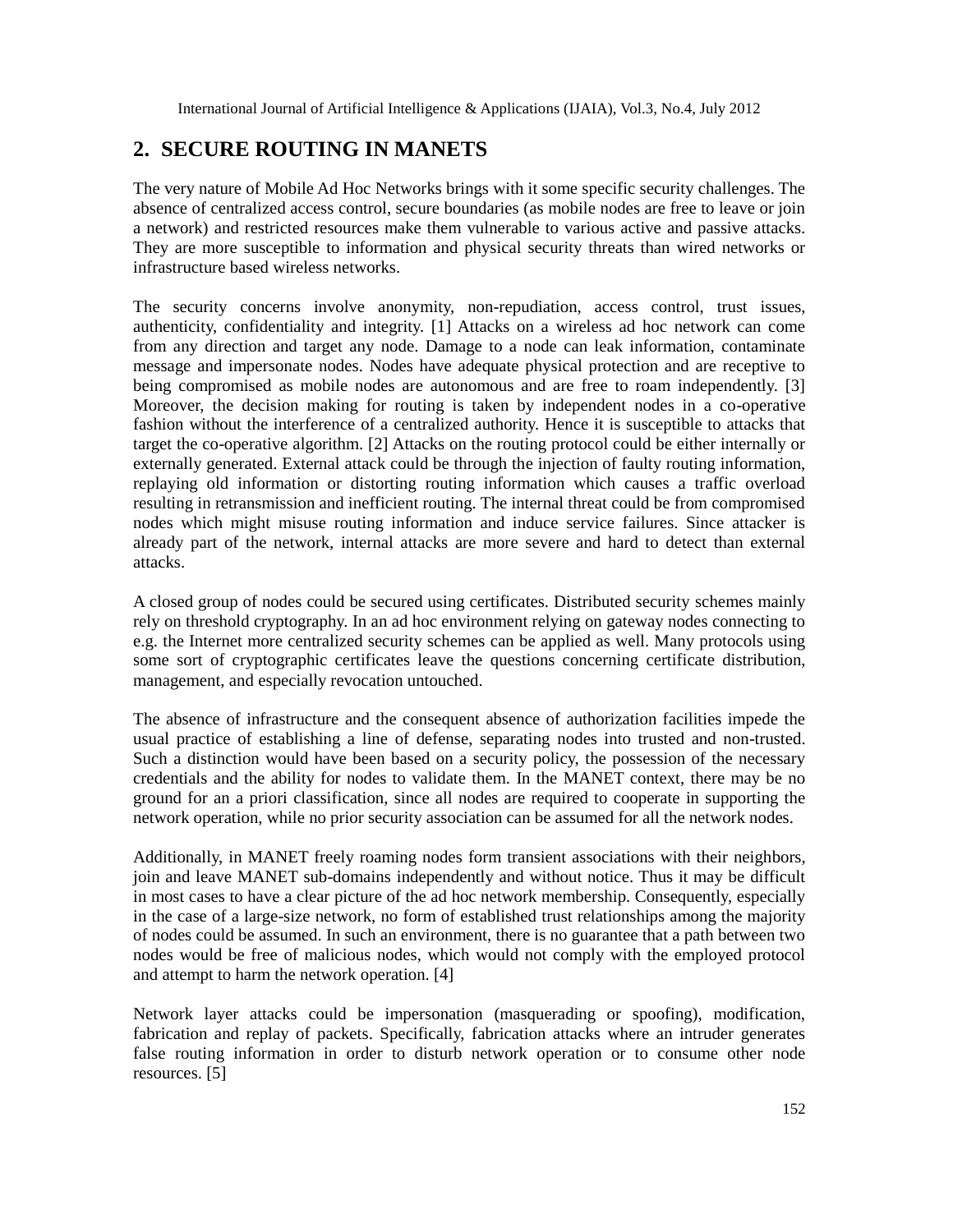## 2. SECURE ROUTING IN MANETS

The very nature of Mobile Ad Hoc Networks brings with it some specific security challenges. The absence of centralized access control, secure boundaries (as mobile nodes are free to leave or join a network) and restricted resources make them vulnerable to various active and passive attacks. They are more susceptible to information and physical security threats than wired networks or infrastructure based wireless networks.

The security concerns involve anonymity, non-repudiation, access control, trust issues, authenticity, confidentiality and integrity. [1] Attacks on a wireless ad hoc network can come from any direction and target any node. Damage to a node can leak information, contaminate message and impersonate nodes. Nodes have adequate physical protection and are receptive to being compromised as mobile nodes are autonomous and are free to roam independently. [3] Moreover, the decision making for routing is taken by independent nodes in a co-operative fashion without the interference of a centralized authority. Hence it is susceptible to attacks that target the co-operative algorithm. [2] Attacks on the routing protocol could be either internally or externally generated. External attack could be through the injection of faulty routing information, replaying old information or distorting routing information which causes a traffic overload resulting in retransmission and inefficient routing. The internal threat could be from compromised nodes which might misuse routing information and induce service failures. Since attacker is already part of the network, internal attacks are more severe and hard to detect than external attacks.

A closed group of nodes could be secured using certificates. Distributed security schemes mainly rely on threshold cryptography. In an ad hoc environment relying on gateway nodes connecting to e.g. the Internet more centralized security schemes can be applied as well. Many protocols using some sort of cryptographic certificates leave the questions concerning certificate distribution, management, and especially revocation untouched.

The absence of infrastructure and the consequent absence of authorization facilities impede the usual practice of establishing a line of defense, separating nodes into trusted and non-trusted. Such a distinction would have been based on a security policy, the possession of the necessary credentials and the ability for nodes to validate them. In the MANET context, there may be no ground for an a priori classification, since all nodes are required to cooperate in supporting the network operation, while no prior security association can be assumed for all the network nodes.

Additionally, in MANET freely roaming nodes form transient associations with their neighbors, join and leave MANET sub-domains independently and without notice. Thus it may be difficult in most cases to have a clear picture of the ad hoc network membership. Consequently, especially in the case of a large-size network, no form of established trust relationships among the majority of nodes could be assumed. In such an environment, there is no guarantee that a path between two nodes would be free of malicious nodes, which would not comply with the employed protocol and attempt to harm the network operation. [4]

Network layer attacks could be impersonation (masquerading or spoofing), modification, fabrication and replay of packets. Specifically, fabrication attacks where an intruder generates false routing information in order to disturb network operation or to consume other node resources. [5]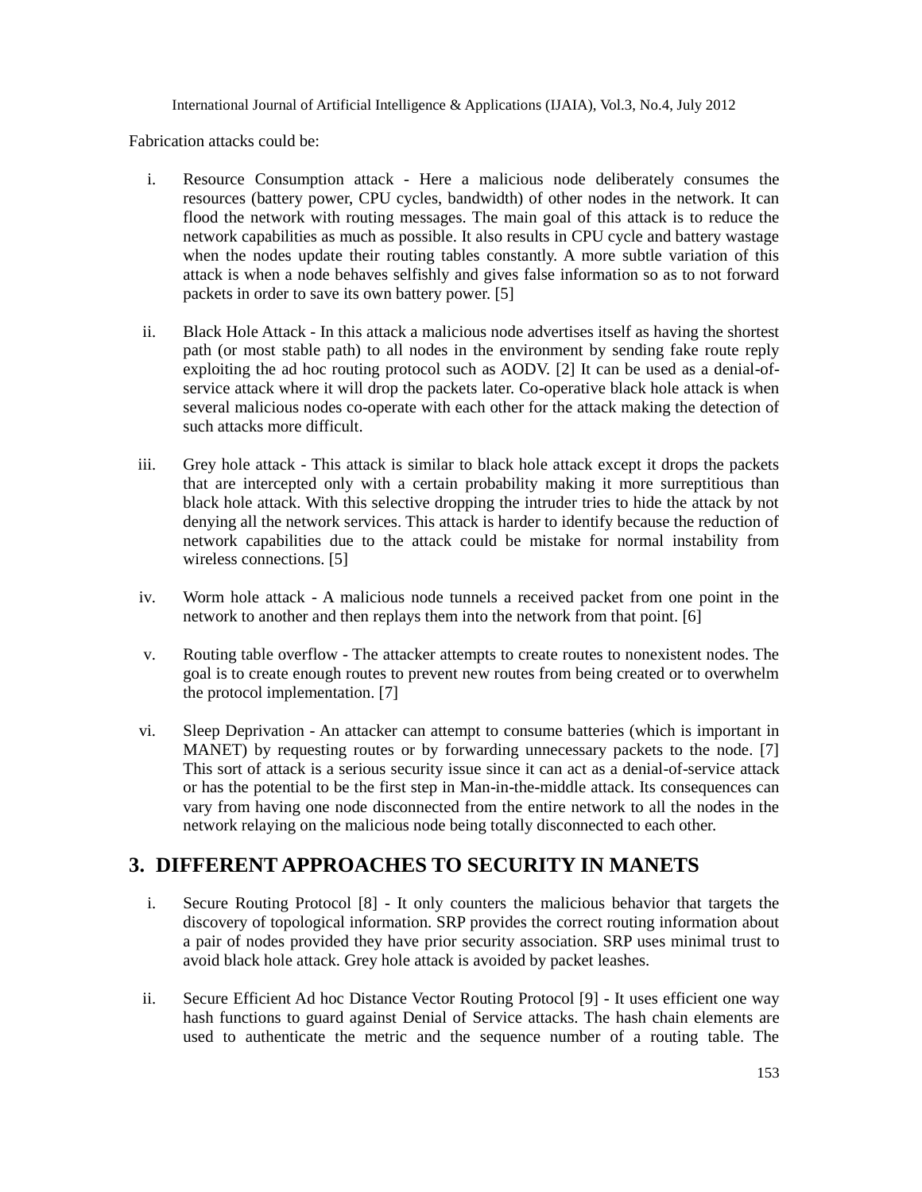Fabrication attacks could be:

i. Resource Consumption attack - Here a malicious node deliberately consumes the resources (battery power, CPU cycles, bandwidth) of other nodes in the network. It can flood the network with routing messages. The main goal of this attack is to reduce the network capabilities as much as possible. It also results in CPU cycle and battery wastage when the nodes update their routing tables constantly. A more subtle variation of this attack is when a node behaves selfishly and gives false information so as to not forward packets in order to save its own battery power. [5]

ii. Black Hole Attack - In this attack a malicious node advertises itself as having the shortest path (or most stable path) to all nodes in the environment by sending fake route reply exploiting the ad hoc routing protocol such as AODV. [2] It can be used as a denial-of-service attack where it will drop the packets later. Co-operative black hole attack is when several malicious nodes co-operate with each other for the attack making the detection of such attacks more difficult.

iii. Grey hole attack - This attack is similar to black hole attack except it drops the packets that are intercepted only with a certain probability making it more surreptitious than black hole attack. With this selective dropping the intruder tries to hide the attack by not denying all the network services. This attack is harder to identify because the reduction of network capabilities due to the attack could be mistake for normal instability from wireless connections. [5]

iv. Worm hole attack - A malicious node tunnels a received packet from one point in the network to another and then replays them into the network from that point. [6]

v. Routing table overflow - The attacker attempts to create routes to nonexistent nodes. The goal is to create enough routes to prevent new routes from being created or to overwhelm the protocol implementation. [7]

vi. Sleep Deprivation - An attacker can attempt to consume batteries (which is important in MANET) by requesting routes or by forwarding unnecessary packets to the node. [7] This sort of attack is a serious security issue since it can act as a denial-of-service attack or has the potential to be the first step in Man-in-the-middle attack. Its consequences can vary from having one node disconnected from the entire network to all the nodes in the network relaying on the malicious node being totally disconnected to each other.

## 3. DIFFERENT APPROACHES TO SECURITY IN MANETS

i. Secure Routing Protocol [8] - It only counters the malicious behavior that targets the discovery of topological information. SRP provides the correct routing information about a pair of nodes provided they have prior security association. SRP uses minimal trust to avoid black hole attack. Grey hole attack is avoided by packet leashes.

ii. Secure Efficient Ad hoc Distance Vector Routing Protocol [9] - It uses efficient one way hash functions to guard against Denial of Service attacks. The hash chain elements are used to authenticate the metric and the sequence number of a routing table. The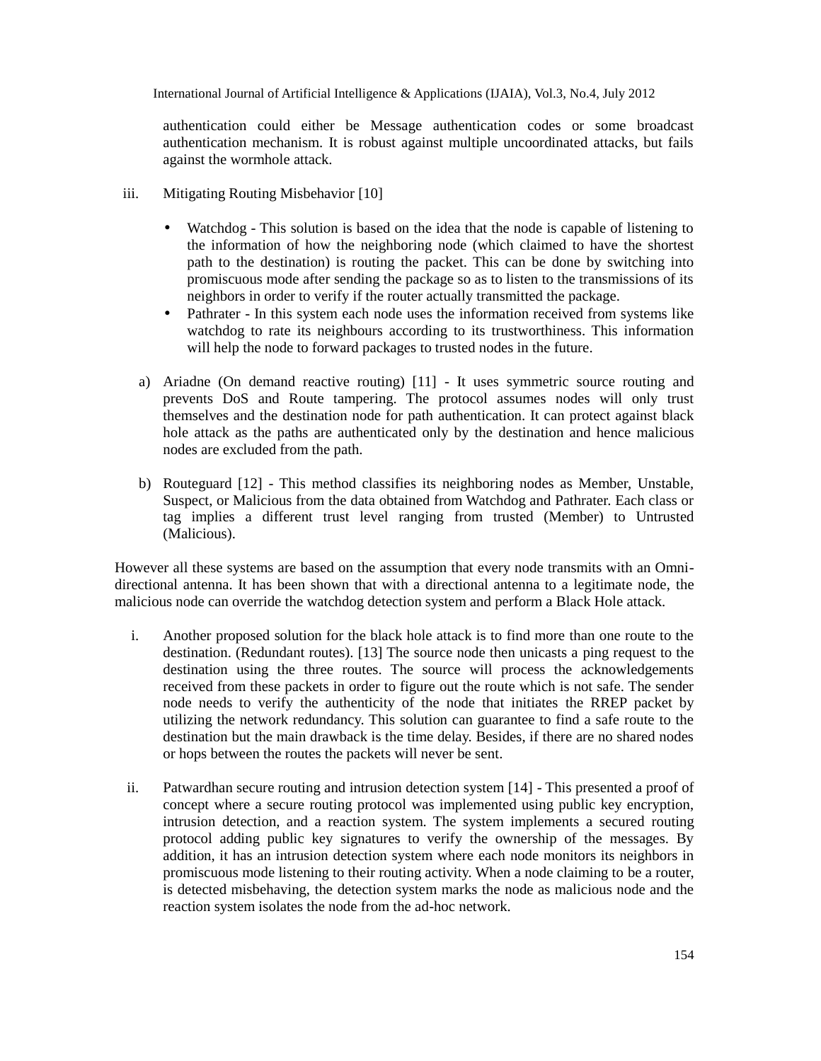authentication could either be Message authentication codes or some broadcast authentication mechanism. It is robust against multiple uncoordinated attacks, but fails against the wormhole attack.

iii. Mitigating Routing Misbehavior [10]

- Watchdog - This solution is based on the idea that the node is capable of listening to the information of how the neighboring node (which claimed to have the shortest path to the destination) is routing the packet. This can be done by switching into promiscuous mode after sending the package so as to listen to the transmissions of its neighbors in order to verify if the router actually transmitted the package.
- Pathrater - In this system each node uses the information received from systems like watchdog to rate its neighbours according to its trustworthiness. This information will help the node to forward packages to trusted nodes in the future.

a) Ariadne (On demand reactive routing) [11] - It uses symmetric source routing and prevents DoS and Route tampering. The protocol assumes nodes will only trust themselves and the destination node for path authentication. It can protect against black hole attack as the paths are authenticated only by the destination and hence malicious nodes are excluded from the path.

b) Routeguard [12] - This method classifies its neighboring nodes as Member, Unstable, Suspect, or Malicious from the data obtained from Watchdog and Pathrater. Each class or tag implies a different trust level ranging from trusted (Member) to Untrusted (Malicious).

However all these systems are based on the assumption that every node transmits with an Omni-directional antenna. It has been shown that with a directional antenna to a legitimate node, the malicious node can override the watchdog detection system and perform a Black Hole attack.

i. Another proposed solution for the black hole attack is to find more than one route to the destination. (Redundant routes). [13] The source node then unicasts a ping request to the destination using the three routes. The source will process the acknowledgements received from these packets in order to figure out the route which is not safe. The sender node needs to verify the authenticity of the node that initiates the RREP packet by utilizing the network redundancy. This solution can guarantee to find a safe route to the destination but the main drawback is the time delay. Besides, if there are no shared nodes or hops between the routes the packets will never be sent.

ii. Patwardhan secure routing and intrusion detection system [14] - This presented a proof of concept where a secure routing protocol was implemented using public key encryption, intrusion detection, and a reaction system. The system implements a secured routing protocol adding public key signatures to verify the ownership of the messages. By addition, it has an intrusion detection system where each node monitors its neighbors in promiscuous mode listening to their routing activity. When a node claiming to be a router, is detected misbehaving, the detection system marks the node as malicious node and the reaction system isolates the node from the ad-hoc network.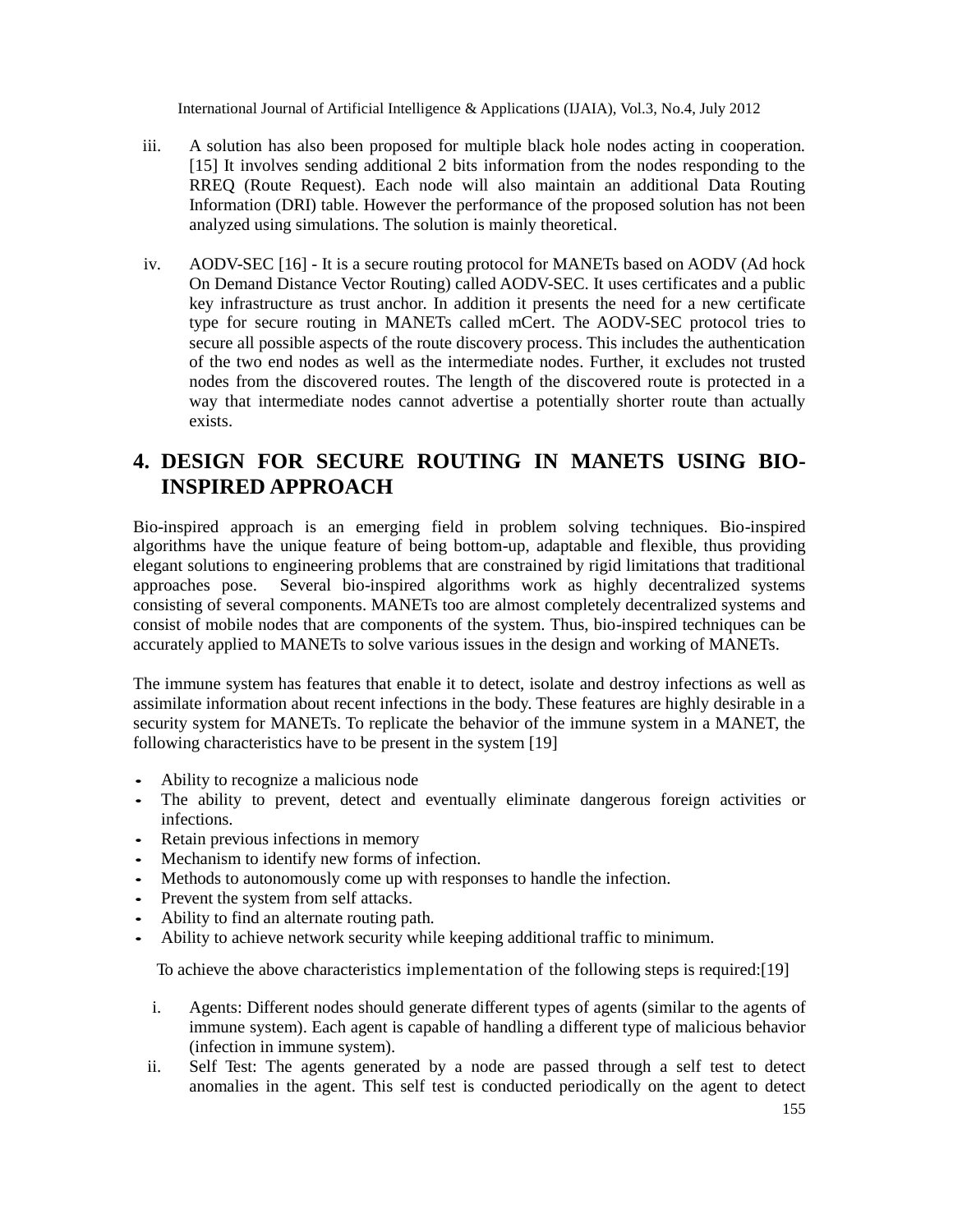iii. A solution has also been proposed for multiple black hole nodes acting in cooperation. [15] It involves sending additional 2 bits information from the nodes responding to the RREQ (Route Request). Each node will also maintain an additional Data Routing Information (DRI) table. However the performance of the proposed solution has not been analyzed using simulations. The solution is mainly theoretical.

iv. AODV-SEC [16] - It is a secure routing protocol for MANETs based on AODV (Ad hock On Demand Distance Vector Routing) called AODV-SEC. It uses certificates and a public key infrastructure as trust anchor. In addition it presents the need for a new certificate type for secure routing in MANETs called mCert. The AODV-SEC protocol tries to secure all possible aspects of the route discovery process. This includes the authentication of the two end nodes as well as the intermediate nodes. Further, it excludes not trusted nodes from the discovered routes. The length of the discovered route is protected in a way that intermediate nodes cannot advertise a potentially shorter route than actually exists.

# 4. DESIGN FOR SECURE ROUTING IN MANETS USING BIO-INSPIRED APPROACH

Bio-inspired approach is an emerging field in problem solving techniques. Bio-inspired algorithms have the unique feature of being bottom-up, adaptable and flexible, thus providing elegant solutions to engineering problems that are constrained by rigid limitations that traditional approaches pose. Several bio-inspired algorithms work as highly decentralized systems consisting of several components. MANETs too are almost completely decentralized systems and consist of mobile nodes that are components of the system. Thus, bio-inspired techniques can be accurately applied to MANETs to solve various issues in the design and working of MANETs.

The immune system has features that enable it to detect, isolate and destroy infections as well as assimilate information about recent infections in the body. These features are highly desirable in a security system for MANETs. To replicate the behavior of the immune system in a MANET, the following characteristics have to be present in the system [19]

- Ability to recognize a malicious node
- The ability to prevent, detect and eventually eliminate dangerous foreign activities or infections.
- Retain previous infections in memory
- Mechanism to identify new forms of infection.
- Methods to autonomously come up with responses to handle the infection.
- Prevent the system from self attacks.
- Ability to find an alternate routing path.
- Ability to achieve network security while keeping additional traffic to minimum.

To achieve the above characteristics implementation of the following steps is required:[19]

i. Agents: Different nodes should generate different types of agents (similar to the agents of immune system). Each agent is capable of handling a different type of malicious behavior (infection in immune system).

ii. Self Test: The agents generated by a node are passed through a self test to detect anomalies in the agent. This self test is conducted periodically on the agent to detect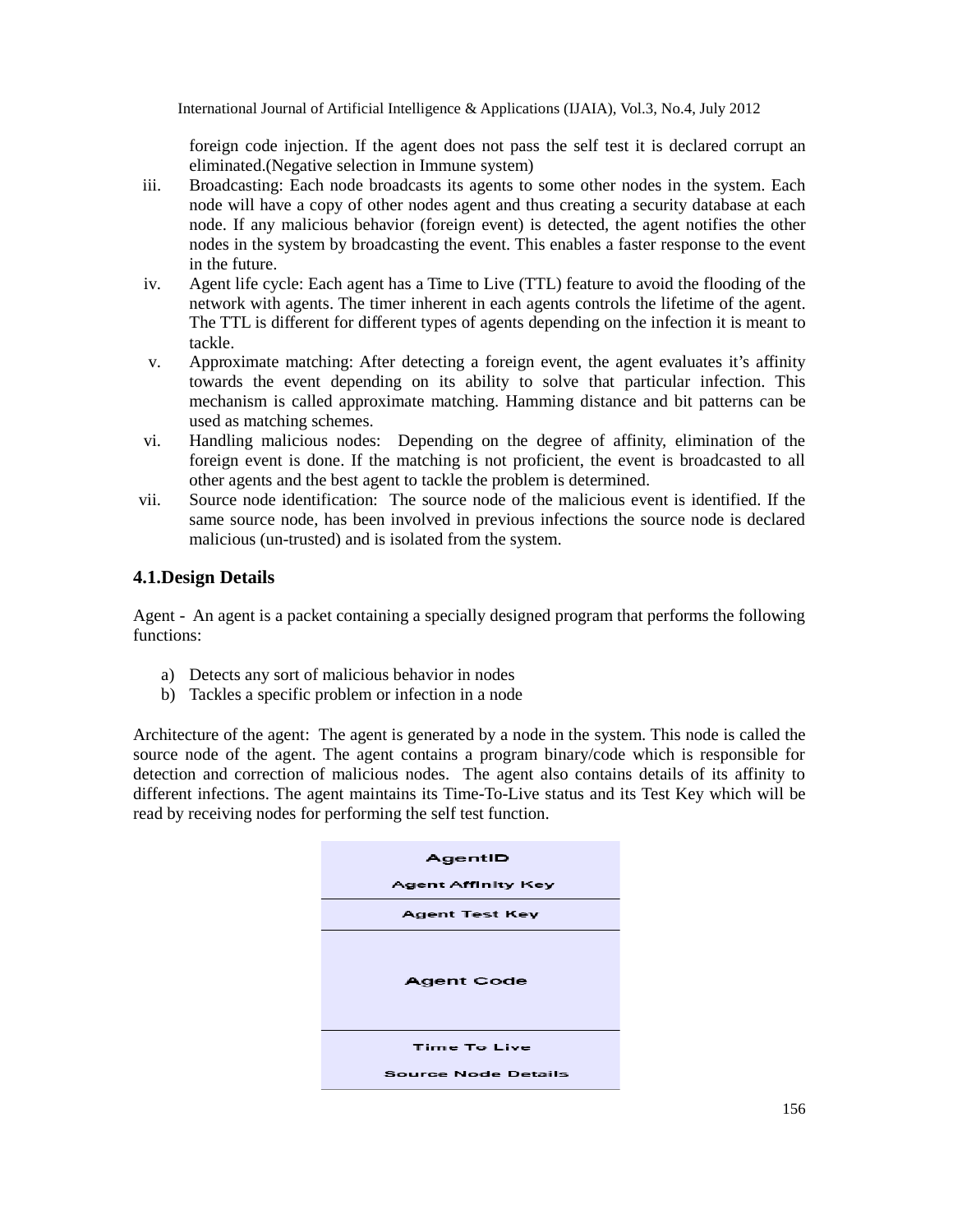foreign code injection. If the agent does not pass the self test it is declared corrupt an eliminated.(Negative selection in Immune system)

iii. Broadcasting: Each node broadcasts its agents to some other nodes in the system. Each node will have a copy of other nodes agent and thus creating a security database at each node. If any malicious behavior (foreign event) is detected, the agent notifies the other nodes in the system by broadcasting the event. This enables a faster response to the event in the future.

iv. Agent life cycle: Each agent has a Time to Live (TTL) feature to avoid the flooding of the network with agents. The timer inherent in each agents controls the lifetime of the agent. The TTL is different for different types of agents depending on the infection it is meant to tackle.

v. Approximate matching: After detecting a foreign event, the agent evaluates it's affinity towards the event depending on its ability to solve that particular infection. This mechanism is called approximate matching. Hamming distance and bit patterns can be used as matching schemes.

vi. Handling malicious nodes: Depending on the degree of affinity, elimination of the foreign event is done. If the matching is not proficient, the event is broadcasted to all other agents and the best agent to tackle the problem is determined.

vii. Source node identification: The source node of the malicious event is identified. If the same source node, has been involved in previous infections the source node is declared malicious (un-trusted) and is isolated from the system.

## 4.1.Design Details

Agent - An agent is a packet containing a specially designed program that performs the following functions:

a) Detects any sort of malicious behavior in nodes
b) Tackles a specific problem or infection in a node

Architecture of the agent: The agent is generated by a node in the system. This node is called the source node of the agent. The agent contains a program binary/code which is responsible for detection and correction of malicious nodes. The agent also contains details of its affinity to different infections. The agent maintains its Time-To-Live status and its Test Key which will be read by receiving nodes for performing the self test function.

| AgentID<br>Agent Affinity Key |
| --- |
| Agent Test Key |
| Agent Code |
| Time To Live<br>Source Node Details |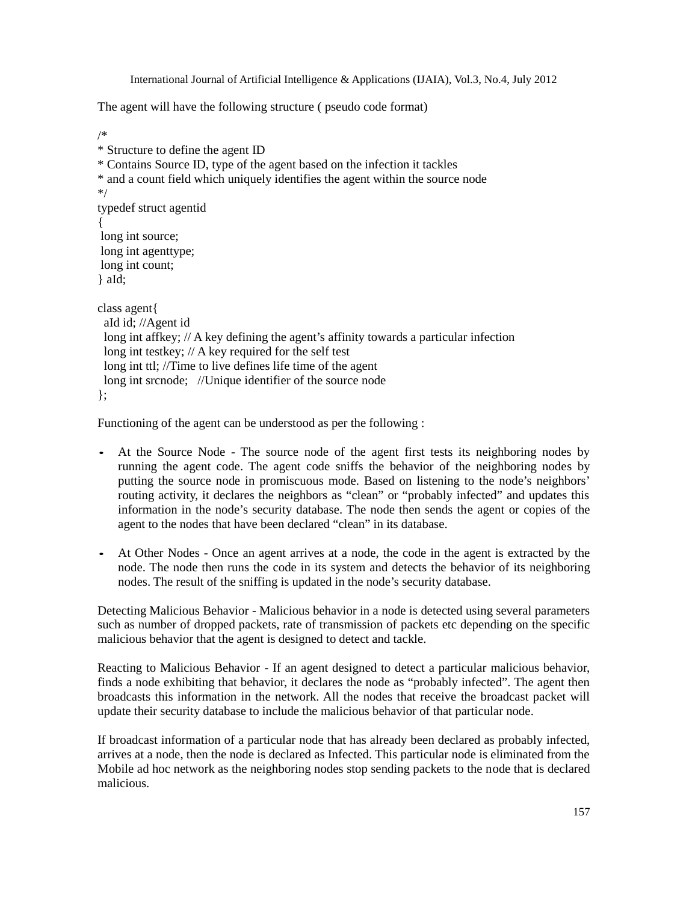The agent will have the following structure ( pseudo code format)

```
/*
* Structure to define the agent ID
* Contains Source ID, type of the agent based on the infection it tackles
* and a count field which uniquely identifies the agent within the source node
*/
typedef struct agentid
{
 long int source;
 long int agenttype;
 long int count;
} aId;

class agent{
  aId id; //Agent id
  long int affkey; // A key defining the agent's affinity towards a particular infection
  long int testkey; // A key required for the self test
  long int ttl; //Time to live defines life time of the agent
  long int srcnode;   //Unique identifier of the source node
};
```

Functioning of the agent can be understood as per the following :

- At the Source Node - The source node of the agent first tests its neighboring nodes by running the agent code. The agent code sniffs the behavior of the neighboring nodes by putting the source node in promiscuous mode. Based on listening to the node's neighbors' routing activity, it declares the neighbors as "clean" or "probably infected" and updates this information in the node's security database. The node then sends the agent or copies of the agent to the nodes that have been declared "clean" in its database.

- At Other Nodes - Once an agent arrives at a node, the code in the agent is extracted by the node. The node then runs the code in its system and detects the behavior of its neighboring nodes. The result of the sniffing is updated in the node's security database.

Detecting Malicious Behavior - Malicious behavior in a node is detected using several parameters such as number of dropped packets, rate of transmission of packets etc depending on the specific malicious behavior that the agent is designed to detect and tackle.

Reacting to Malicious Behavior - If an agent designed to detect a particular malicious behavior, finds a node exhibiting that behavior, it declares the node as "probably infected". The agent then broadcasts this information in the network. All the nodes that receive the broadcast packet will update their security database to include the malicious behavior of that particular node.

If broadcast information of a particular node that has already been declared as probably infected, arrives at a node, then the node is declared as Infected. This particular node is eliminated from the Mobile ad hoc network as the neighboring nodes stop sending packets to the node that is declared malicious.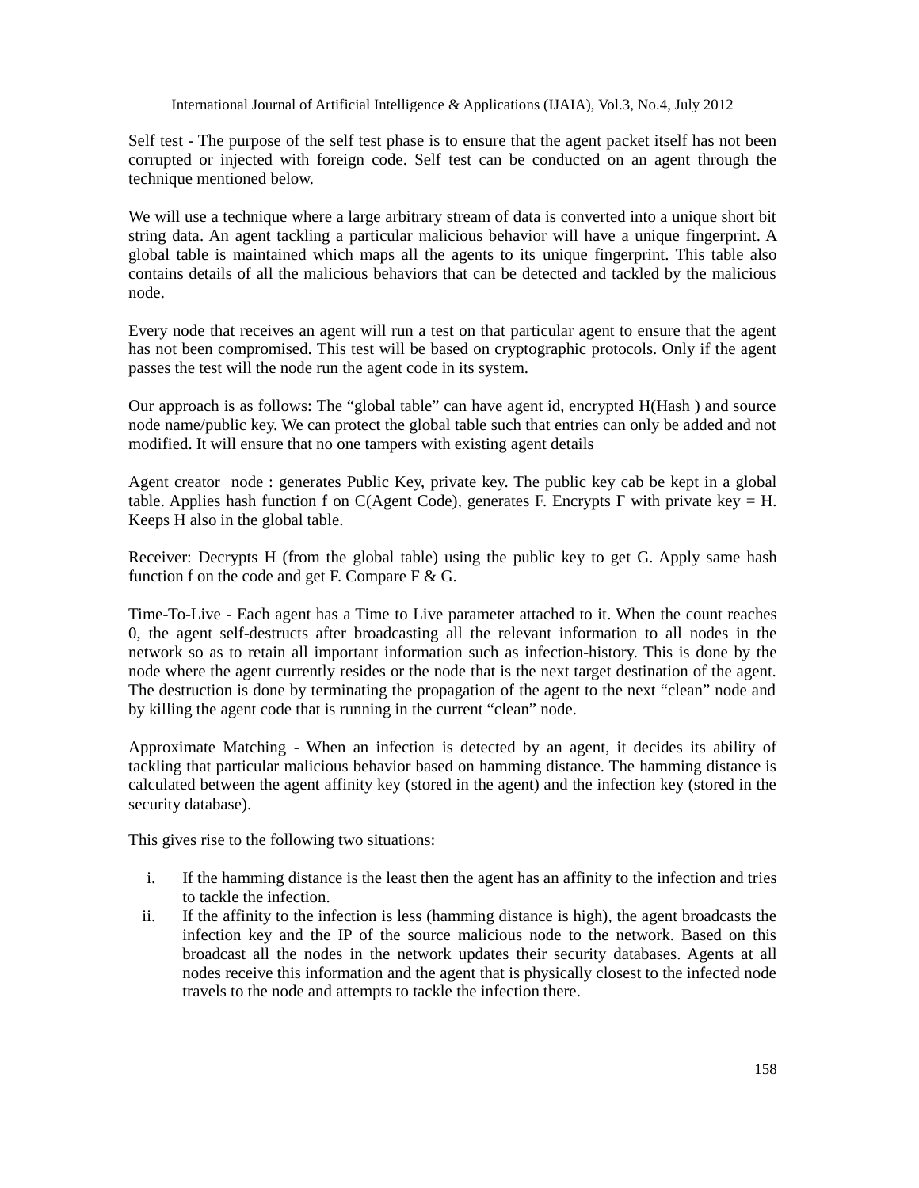Self test - The purpose of the self test phase is to ensure that the agent packet itself has not been corrupted or injected with foreign code. Self test can be conducted on an agent through the technique mentioned below.

We will use a technique where a large arbitrary stream of data is converted into a unique short bit string data. An agent tackling a particular malicious behavior will have a unique fingerprint. A global table is maintained which maps all the agents to its unique fingerprint. This table also contains details of all the malicious behaviors that can be detected and tackled by the malicious node.

Every node that receives an agent will run a test on that particular agent to ensure that the agent has not been compromised. This test will be based on cryptographic protocols. Only if the agent passes the test will the node run the agent code in its system.

Our approach is as follows: The "global table" can have agent id, encrypted H(Hash ) and source node name/public key. We can protect the global table such that entries can only be added and not modified. It will ensure that no one tampers with existing agent details

Agent creator node : generates Public Key, private key. The public key cab be kept in a global table. Applies hash function f on C(Agent Code), generates F. Encrypts F with private key = H. Keeps H also in the global table.

Receiver: Decrypts H (from the global table) using the public key to get G. Apply same hash function f on the code and get F. Compare F & G.

Time-To-Live - Each agent has a Time to Live parameter attached to it. When the count reaches 0, the agent self-destructs after broadcasting all the relevant information to all nodes in the network so as to retain all important information such as infection-history. This is done by the node where the agent currently resides or the node that is the next target destination of the agent. The destruction is done by terminating the propagation of the agent to the next "clean" node and by killing the agent code that is running in the current "clean" node.

Approximate Matching - When an infection is detected by an agent, it decides its ability of tackling that particular malicious behavior based on hamming distance. The hamming distance is calculated between the agent affinity key (stored in the agent) and the infection key (stored in the security database).

This gives rise to the following two situations:

i. If the hamming distance is the least then the agent has an affinity to the infection and tries to tackle the infection.
ii. If the affinity to the infection is less (hamming distance is high), the agent broadcasts the infection key and the IP of the source malicious node to the network. Based on this broadcast all the nodes in the network updates their security databases. Agents at all nodes receive this information and the agent that is physically closest to the infected node travels to the node and attempts to tackle the infection there.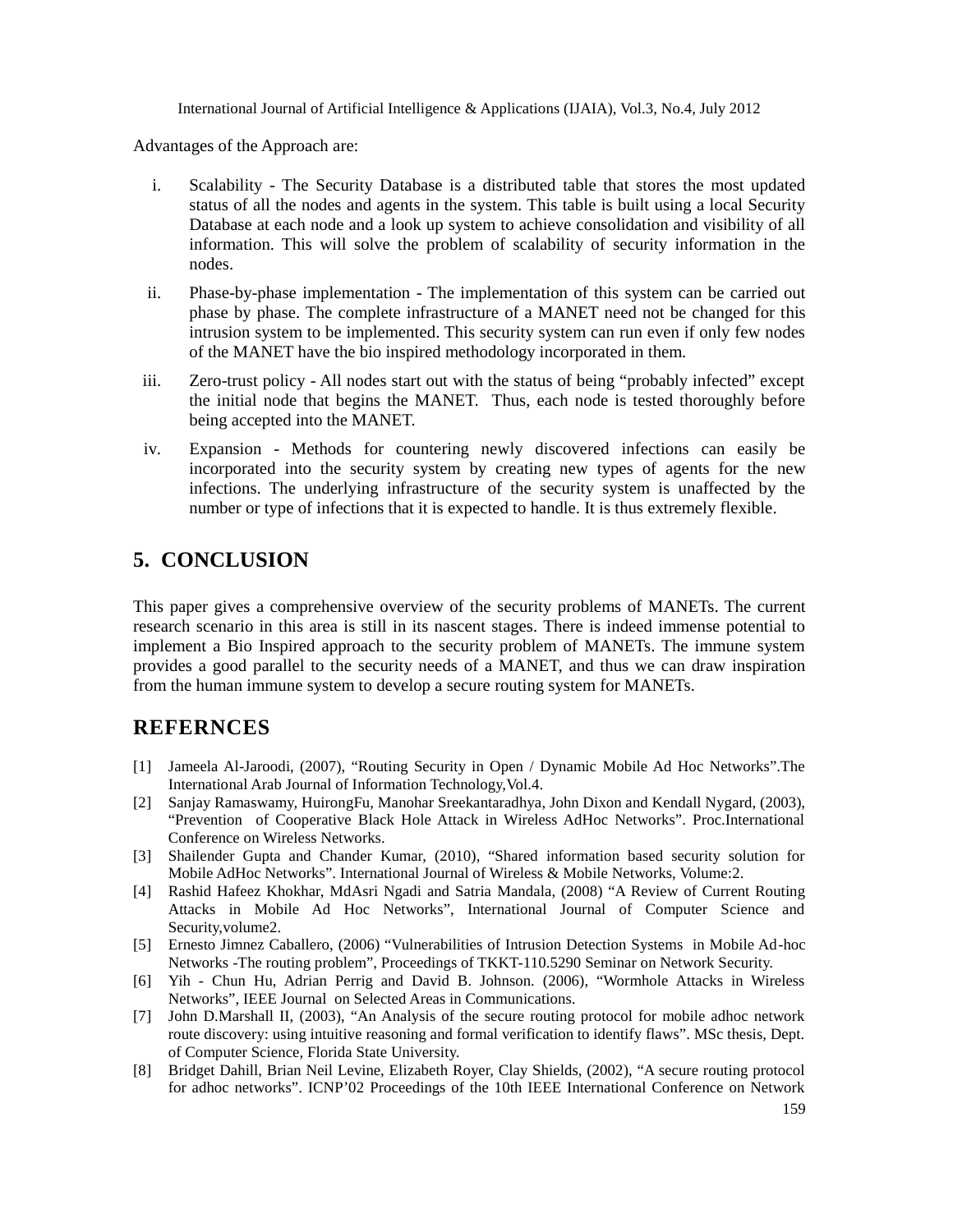Advantages of the Approach are:

i. Scalability - The Security Database is a distributed table that stores the most updated status of all the nodes and agents in the system. This table is built using a local Security Database at each node and a look up system to achieve consolidation and visibility of all information. This will solve the problem of scalability of security information in the nodes.

ii. Phase-by-phase implementation - The implementation of this system can be carried out phase by phase. The complete infrastructure of a MANET need not be changed for this intrusion system to be implemented. This security system can run even if only few nodes of the MANET have the bio inspired methodology incorporated in them.

iii. Zero-trust policy - All nodes start out with the status of being "probably infected" except the initial node that begins the MANET. Thus, each node is tested thoroughly before being accepted into the MANET.

iv. Expansion - Methods for countering newly discovered infections can easily be incorporated into the security system by creating new types of agents for the new infections. The underlying infrastructure of the security system is unaffected by the number or type of infections that it is expected to handle. It is thus extremely flexible.

## 5. CONCLUSION

This paper gives a comprehensive overview of the security problems of MANETs. The current research scenario in this area is still in its nascent stages. There is indeed immense potential to implement a Bio Inspired approach to the security problem of MANETs. The immune system provides a good parallel to the security needs of a MANET, and thus we can draw inspiration from the human immune system to develop a secure routing system for MANETs.

## REFERNCES

[1] Jameela Al-Jaroodi, (2007), "Routing Security in Open / Dynamic Mobile Ad Hoc Networks".The International Arab Journal of Information Technology,Vol.4.

[2] Sanjay Ramaswamy, HuirongFu, Manohar Sreekantaradhya, John Dixon and Kendall Nygard, (2003), "Prevention of Cooperative Black Hole Attack in Wireless AdHoc Networks". Proc.International Conference on Wireless Networks.

[3] Shailender Gupta and Chander Kumar, (2010), "Shared information based security solution for Mobile AdHoc Networks". International Journal of Wireless & Mobile Networks, Volume:2.

[4] Rashid Hafeez Khokhar, MdAsri Ngadi and Satria Mandala, (2008) "A Review of Current Routing Attacks in Mobile Ad Hoc Networks", International Journal of Computer Science and Security,volume2.

[5] Ernesto Jimnez Caballero, (2006) "Vulnerabilities of Intrusion Detection Systems in Mobile Ad-hoc Networks -The routing problem", Proceedings of TKKT-110.5290 Seminar on Network Security.

[6] Yih - Chun Hu, Adrian Perrig and David B. Johnson. (2006), "Wormhole Attacks in Wireless Networks", IEEE Journal on Selected Areas in Communications.

[7] John D.Marshall II, (2003), "An Analysis of the secure routing protocol for mobile adhoc network route discovery: using intuitive reasoning and formal verification to identify flaws". MSc thesis, Dept. of Computer Science, Florida State University.

[8] Bridget Dahill, Brian Neil Levine, Elizabeth Royer, Clay Shields, (2002), "A secure routing protocol for adhoc networks". ICNP'02 Proceedings of the 10th IEEE International Conference on Network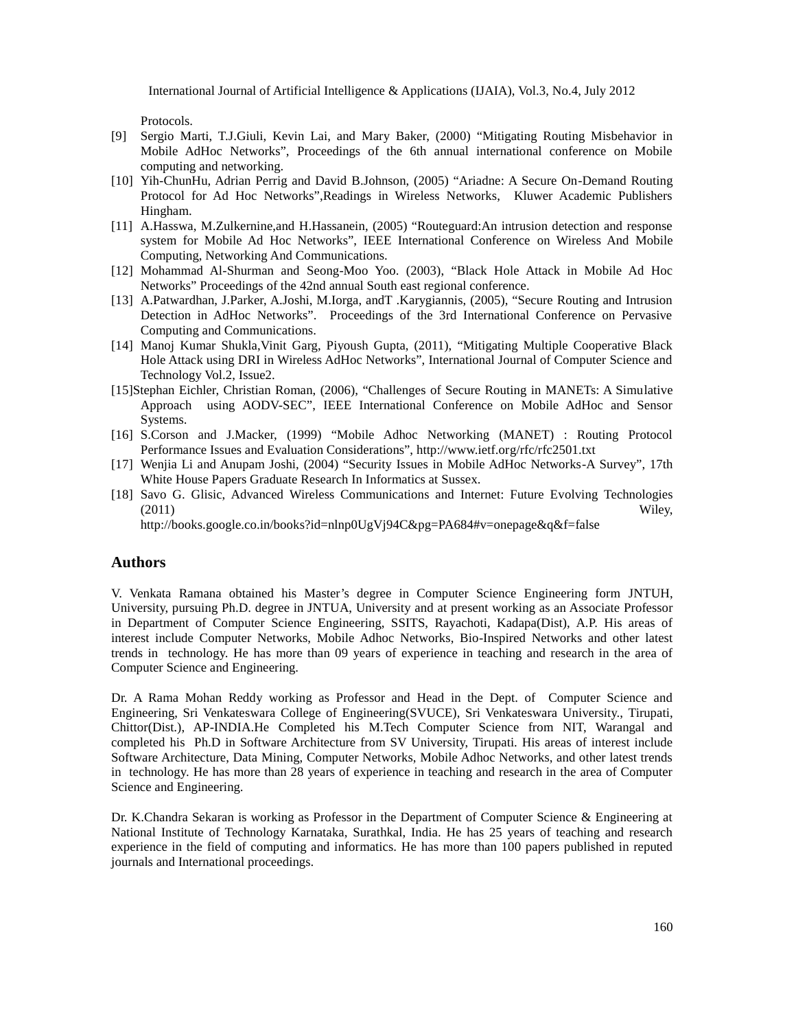Protocols.

[9] Sergio Marti, T.J.Giuli, Kevin Lai, and Mary Baker, (2000) "Mitigating Routing Misbehavior in Mobile AdHoc Networks", Proceedings of the 6th annual international conference on Mobile computing and networking.

[10] Yih-ChunHu, Adrian Perrig and David B.Johnson, (2005) "Ariadne: A Secure On-Demand Routing Protocol for Ad Hoc Networks",Readings in Wireless Networks, Kluwer Academic Publishers Hingham.

[11] A.Hasswa, M.Zulkernine,and H.Hassanein, (2005) "Routeguard:An intrusion detection and response system for Mobile Ad Hoc Networks", IEEE International Conference on Wireless And Mobile Computing, Networking And Communications.

[12] Mohammad Al-Shurman and Seong-Moo Yoo. (2003), "Black Hole Attack in Mobile Ad Hoc Networks" Proceedings of the 42nd annual South east regional conference.

[13] A.Patwardhan, J.Parker, A.Joshi, M.Iorga, andT .Karygiannis, (2005), "Secure Routing and Intrusion Detection in AdHoc Networks". Proceedings of the 3rd International Conference on Pervasive Computing and Communications.

[14] Manoj Kumar Shukla,Vinit Garg, Piyoush Gupta, (2011), "Mitigating Multiple Cooperative Black Hole Attack using DRI in Wireless AdHoc Networks", International Journal of Computer Science and Technology Vol.2, Issue2.

[15]Stephan Eichler, Christian Roman, (2006), "Challenges of Secure Routing in MANETs: A Simulative Approach using AODV-SEC", IEEE International Conference on Mobile AdHoc and Sensor Systems.

[16] S.Corson and J.Macker, (1999) "Mobile Adhoc Networking (MANET) : Routing Protocol Performance Issues and Evaluation Considerations", http://www.ietf.org/rfc/rfc2501.txt

[17] Wenjia Li and Anupam Joshi, (2004) "Security Issues in Mobile AdHoc Networks-A Survey", 17th White House Papers Graduate Research In Informatics at Sussex.

[18] Savo G. Glisic, Advanced Wireless Communications and Internet: Future Evolving Technologies (2011) Wiley, http://books.google.co.in/books?id=nlnp0UgVj94C&pg=PA684#v=onepage&q&f=false

## Authors

V. Venkata Ramana obtained his Master's degree in Computer Science Engineering form JNTUH, University, pursuing Ph.D. degree in JNTUA, University and at present working as an Associate Professor in Department of Computer Science Engineering, SSITS, Rayachoti, Kadapa(Dist), A.P. His areas of interest include Computer Networks, Mobile Adhoc Networks, Bio-Inspired Networks and other latest trends in technology. He has more than 09 years of experience in teaching and research in the area of Computer Science and Engineering.

Dr. A Rama Mohan Reddy working as Professor and Head in the Dept. of Computer Science and Engineering, Sri Venkateswara College of Engineering(SVUCE), Sri Venkateswara University., Tirupati, Chittor(Dist.), AP-INDIA.He Completed his M.Tech Computer Science from NIT, Warangal and completed his Ph.D in Software Architecture from SV University, Tirupati. His areas of interest include Software Architecture, Data Mining, Computer Networks, Mobile Adhoc Networks, and other latest trends in technology. He has more than 28 years of experience in teaching and research in the area of Computer Science and Engineering.

Dr. K.Chandra Sekaran is working as Professor in the Department of Computer Science & Engineering at National Institute of Technology Karnataka, Surathkal, India. He has 25 years of teaching and research experience in the field of computing and informatics. He has more than 100 papers published in reputed journals and International proceedings.